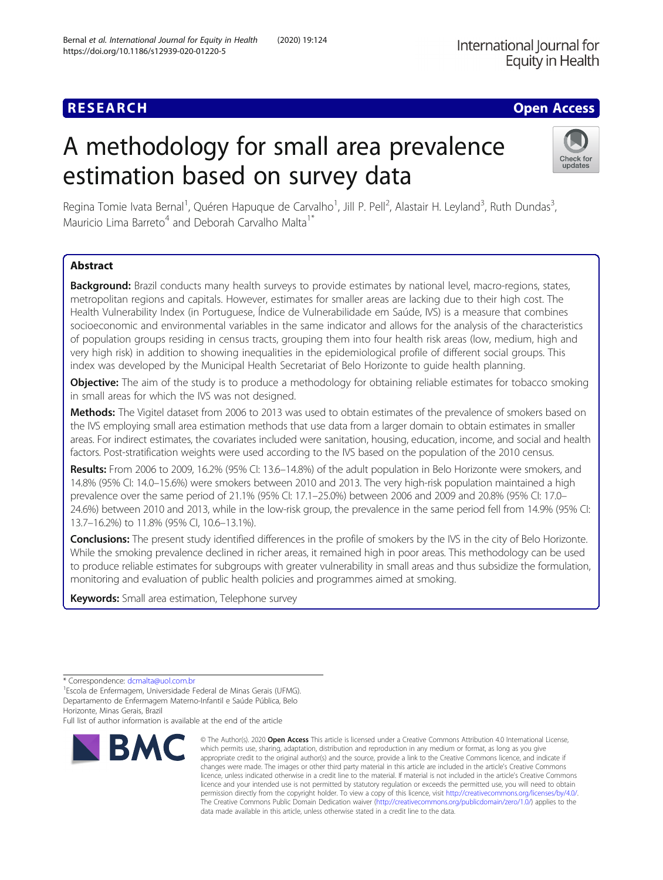RESEARCH

Open Access

# A methodology for small area prevalence estimation based on survey data

Regina Tomie Ivata Bernal[1], Quéren Hapuque de Carvalho[1], Jill P. Pell[2], Alastair H. Leyland[3], Ruth Dundas[3], Mauricio Lima Barreto[4] and Deborah Carvalho Malta[1*]

## Abstract

**Background:** Brazil conducts many health surveys to provide estimates by national level, macro-regions, states, metropolitan regions and capitals. However, estimates for smaller areas are lacking due to their high cost. The Health Vulnerability Index (in Portuguese, Índice de Vulnerabilidade em Saúde, IVS) is a measure that combines socioeconomic and environmental variables in the same indicator and allows for the analysis of the characteristics of population groups residing in census tracts, grouping them into four health risk areas (low, medium, high and very high risk) in addition to showing inequalities in the epidemiological profile of different social groups. This index was developed by the Municipal Health Secretariat of Belo Horizonte to guide health planning.

**Objective:** The aim of the study is to produce a methodology for obtaining reliable estimates for tobacco smoking in small areas for which the IVS was not designed.

**Methods:** The Vigitel dataset from 2006 to 2013 was used to obtain estimates of the prevalence of smokers based on the IVS employing small area estimation methods that use data from a larger domain to obtain estimates in smaller areas. For indirect estimates, the covariates included were sanitation, housing, education, income, and social and health factors. Post-stratification weights were used according to the IVS based on the population of the 2010 census.

**Results:** From 2006 to 2009, 16.2% (95% CI: 13.6–14.8%) of the adult population in Belo Horizonte were smokers, and 14.8% (95% CI: 14.0–15.6%) were smokers between 2010 and 2013. The very high-risk population maintained a high prevalence over the same period of 21.1% (95% CI: 17.1–25.0%) between 2006 and 2009 and 20.8% (95% CI: 17.0–24.6%) between 2010 and 2013, while in the low-risk group, the prevalence in the same period fell from 14.9% (95% CI: 13.7–16.2%) to 11.8% (95% CI, 10.6–13.1%).

**Conclusions:** The present study identified differences in the profile of smokers by the IVS in the city of Belo Horizonte. While the smoking prevalence declined in richer areas, it remained high in poor areas. This methodology can be used to produce reliable estimates for subgroups with greater vulnerability in small areas and thus subsidize the formulation, monitoring and evaluation of public health policies and programmes aimed at smoking.

**Keywords:** Small area estimation, Telephone survey

\* Correspondence: dcmalta@uol.com.br

[1]Escola de Enfermagem, Universidade Federal de Minas Gerais (UFMG). Departamento de Enfermagem Materno-Infantil e Saúde Pública, Belo Horizonte, Minas Gerais, Brazil

Full list of author information is available at the end of the article

© The Author(s). 2020 **Open Access** This article is licensed under a Creative Commons Attribution 4.0 International License, which permits use, sharing, adaptation, distribution and reproduction in any medium or format, as long as you give appropriate credit to the original author(s) and the source, provide a link to the Creative Commons licence, and indicate if changes were made. The images or other third party material in this article are included in the article's Creative Commons licence, unless indicated otherwise in a credit line to the material. If material is not included in the article's Creative Commons licence and your intended use is not permitted by statutory regulation or exceeds the permitted use, you will need to obtain permission directly from the copyright holder. To view a copy of this licence, visit http://creativecommons.org/licenses/by/4.0/. The Creative Commons Public Domain Dedication waiver (http://creativecommons.org/publicdomain/zero/1.0/) applies to the data made available in this article, unless otherwise stated in a credit line to the data.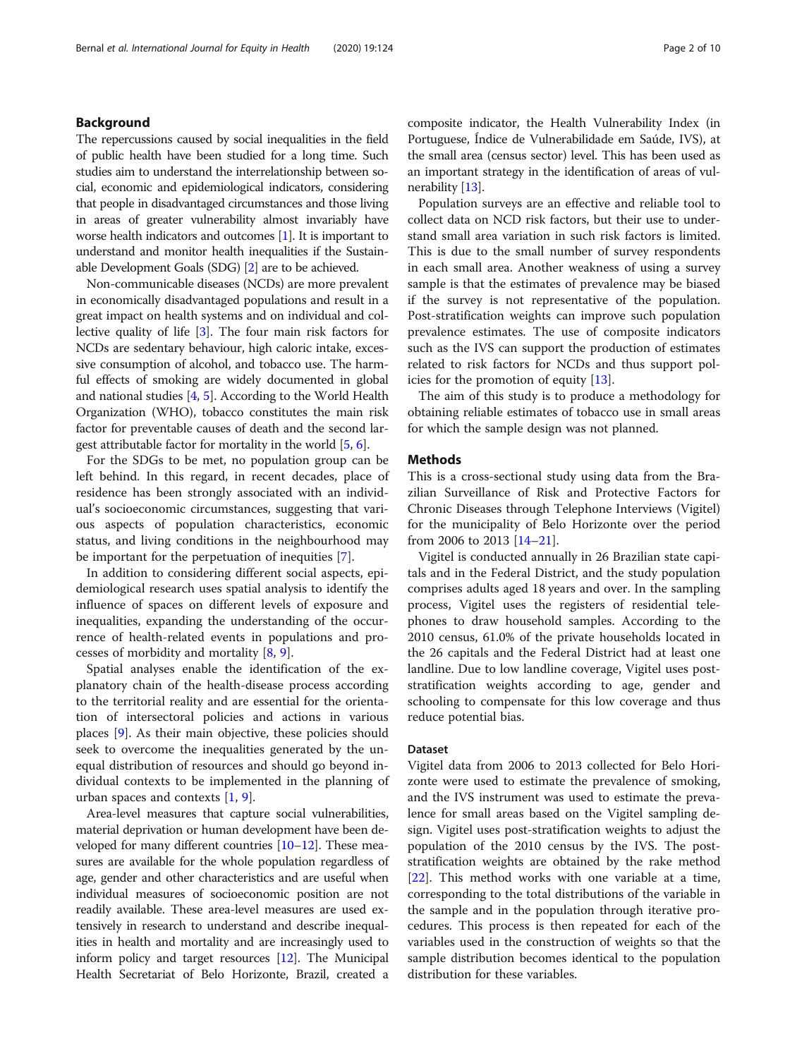## Background

The repercussions caused by social inequalities in the field of public health have been studied for a long time. Such studies aim to understand the interrelationship between social, economic and epidemiological indicators, considering that people in disadvantaged circumstances and those living in areas of greater vulnerability almost invariably have worse health indicators and outcomes [1]. It is important to understand and monitor health inequalities if the Sustainable Development Goals (SDG) [2] are to be achieved.

Non-communicable diseases (NCDs) are more prevalent in economically disadvantaged populations and result in a great impact on health systems and on individual and collective quality of life [3]. The four main risk factors for NCDs are sedentary behaviour, high caloric intake, excessive consumption of alcohol, and tobacco use. The harmful effects of smoking are widely documented in global and national studies [4, 5]. According to the World Health Organization (WHO), tobacco constitutes the main risk factor for preventable causes of death and the second largest attributable factor for mortality in the world [5, 6].

For the SDGs to be met, no population group can be left behind. In this regard, in recent decades, place of residence has been strongly associated with an individual's socioeconomic circumstances, suggesting that various aspects of population characteristics, economic status, and living conditions in the neighbourhood may be important for the perpetuation of inequities [7].

In addition to considering different social aspects, epidemiological research uses spatial analysis to identify the influence of spaces on different levels of exposure and inequalities, expanding the understanding of the occurrence of health-related events in populations and processes of morbidity and mortality [8, 9].

Spatial analyses enable the identification of the explanatory chain of the health-disease process according to the territorial reality and are essential for the orientation of intersectoral policies and actions in various places [9]. As their main objective, these policies should seek to overcome the inequalities generated by the unequal distribution of resources and should go beyond individual contexts to be implemented in the planning of urban spaces and contexts [1, 9].

Area-level measures that capture social vulnerabilities, material deprivation or human development have been developed for many different countries [10–12]. These measures are available for the whole population regardless of age, gender and other characteristics and are useful when individual measures of socioeconomic position are not readily available. These area-level measures are used extensively in research to understand and describe inequalities in health and mortality and are increasingly used to inform policy and target resources [12]. The Municipal Health Secretariat of Belo Horizonte, Brazil, created a composite indicator, the Health Vulnerability Index (in Portuguese, Índice de Vulnerabilidade em Saúde, IVS), at the small area (census sector) level. This has been used as an important strategy in the identification of areas of vulnerability [13].

Population surveys are an effective and reliable tool to collect data on NCD risk factors, but their use to understand small area variation in such risk factors is limited. This is due to the small number of survey respondents in each small area. Another weakness of using a survey sample is that the estimates of prevalence may be biased if the survey is not representative of the population. Post-stratification weights can improve such population prevalence estimates. The use of composite indicators such as the IVS can support the production of estimates related to risk factors for NCDs and thus support policies for the promotion of equity [13].

The aim of this study is to produce a methodology for obtaining reliable estimates of tobacco use in small areas for which the sample design was not planned.

## Methods

This is a cross-sectional study using data from the Brazilian Surveillance of Risk and Protective Factors for Chronic Diseases through Telephone Interviews (Vigitel) for the municipality of Belo Horizonte over the period from 2006 to 2013 [14–21].

Vigitel is conducted annually in 26 Brazilian state capitals and in the Federal District, and the study population comprises adults aged 18 years and over. In the sampling process, Vigitel uses the registers of residential telephones to draw household samples. According to the 2010 census, 61.0% of the private households located in the 26 capitals and the Federal District had at least one landline. Due to low landline coverage, Vigitel uses post-stratification weights according to age, gender and schooling to compensate for this low coverage and thus reduce potential bias.

### Dataset

Vigitel data from 2006 to 2013 collected for Belo Horizonte were used to estimate the prevalence of smoking, and the IVS instrument was used to estimate the prevalence for small areas based on the Vigitel sampling design. Vigitel uses post-stratification weights to adjust the population of the 2010 census by the IVS. The post-stratification weights are obtained by the rake method [22]. This method works with one variable at a time, corresponding to the total distributions of the variable in the sample and in the population through iterative procedures. This process is then repeated for each of the variables used in the construction of weights so that the sample distribution becomes identical to the population distribution for these variables.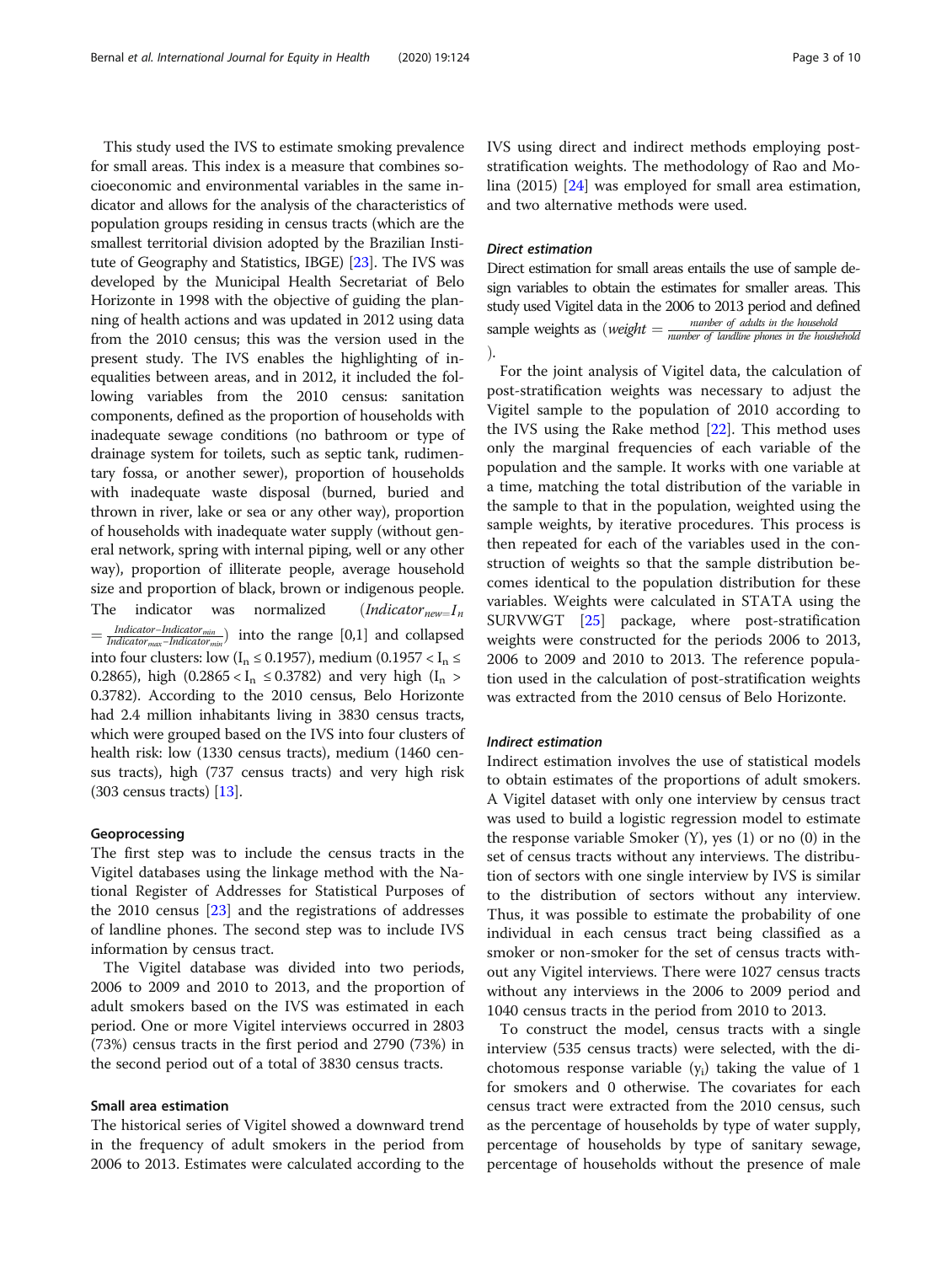This study used the IVS to estimate smoking prevalence for small areas. This index is a measure that combines socioeconomic and environmental variables in the same indicator and allows for the analysis of the characteristics of population groups residing in census tracts (which are the smallest territorial division adopted by the Brazilian Institute of Geography and Statistics, IBGE) [23]. The IVS was developed by the Municipal Health Secretariat of Belo Horizonte in 1998 with the objective of guiding the planning of health actions and was updated in 2012 using data from the 2010 census; this was the version used in the present study. The IVS enables the highlighting of inequalities between areas, and in 2012, it included the following variables from the 2010 census: sanitation components, defined as the proportion of households with inadequate sewage conditions (no bathroom or type of drainage system for toilets, such as septic tank, rudimentary fossa, or another sewer), proportion of households with inadequate waste disposal (burned, buried and thrown in river, lake or sea or any other way), proportion of households with inadequate water supply (without general network, spring with internal piping, well or any other way), proportion of illiterate people, average household size and proportion of black, brown or indigenous people. The indicator was normalized ($Indicator_{new} = I_n = \frac{Indicator - Indicator_{min}}{Indicator_{max} - Indicator_{min}}$) into the range [0,1] and collapsed into four clusters: low ($I_n \leq 0.1957$), medium ($0.1957 < I_n \leq 0.2865$), high ($0.2865 < I_n \leq 0.3782$) and very high ($I_n > 0.3782$). According to the 2010 census, Belo Horizonte had 2.4 million inhabitants living in 3830 census tracts, which were grouped based on the IVS into four clusters of health risk: low (1330 census tracts), medium (1460 census tracts), high (737 census tracts) and very high risk (303 census tracts) [13].

### Geoprocessing

The first step was to include the census tracts in the Vigitel databases using the linkage method with the National Register of Addresses for Statistical Purposes of the 2010 census [23] and the registrations of addresses of landline phones. The second step was to include IVS information by census tract.

The Vigitel database was divided into two periods, 2006 to 2009 and 2010 to 2013, and the proportion of adult smokers based on the IVS was estimated in each period. One or more Vigitel interviews occurred in 2803 (73%) census tracts in the first period and 2790 (73%) in the second period out of a total of 3830 census tracts.

### Small area estimation

The historical series of Vigitel showed a downward trend in the frequency of adult smokers in the period from 2006 to 2013. Estimates were calculated according to the IVS using direct and indirect methods employing post-stratification weights. The methodology of Rao and Molina (2015) [24] was employed for small area estimation, and two alternative methods were used.

#### *Direct estimation*

Direct estimation for small areas entails the use of sample design variables to obtain the estimates for smaller areas. This study used Vigitel data in the 2006 to 2013 period and defined sample weights as ($weight = \frac{\text{number of adults in the household}}{\text{number of landline phones in the household}}$).

For the joint analysis of Vigitel data, the calculation of post-stratification weights was necessary to adjust the Vigitel sample to the population of 2010 according to the IVS using the Rake method [22]. This method uses only the marginal frequencies of each variable of the population and the sample. It works with one variable at a time, matching the total distribution of the variable in the sample to that in the population, weighted using the sample weights, by iterative procedures. This process is then repeated for each of the variables used in the construction of weights so that the sample distribution becomes identical to the population distribution for these variables. Weights were calculated in STATA using the SURVWGT [25] package, where post-stratification weights were constructed for the periods 2006 to 2013, 2006 to 2009 and 2010 to 2013. The reference population used in the calculation of post-stratification weights was extracted from the 2010 census of Belo Horizonte.

#### *Indirect estimation*

Indirect estimation involves the use of statistical models to obtain estimates of the proportions of adult smokers. A Vigitel dataset with only one interview by census tract was used to build a logistic regression model to estimate the response variable Smoker (Y), yes (1) or no (0) in the set of census tracts without any interviews. The distribution of sectors with one single interview by IVS is similar to the distribution of sectors without any interview. Thus, it was possible to estimate the probability of one individual in each census tract being classified as a smoker or non-smoker for the set of census tracts without any Vigitel interviews. There were 1027 census tracts without any interviews in the 2006 to 2009 period and 1040 census tracts in the period from 2010 to 2013.

To construct the model, census tracts with a single interview (535 census tracts) were selected, with the dichotomous response variable ($y_i$) taking the value of 1 for smokers and 0 otherwise. The covariates for each census tract were extracted from the 2010 census, such as the percentage of households by type of water supply, percentage of households by type of sanitary sewage, percentage of households without the presence of male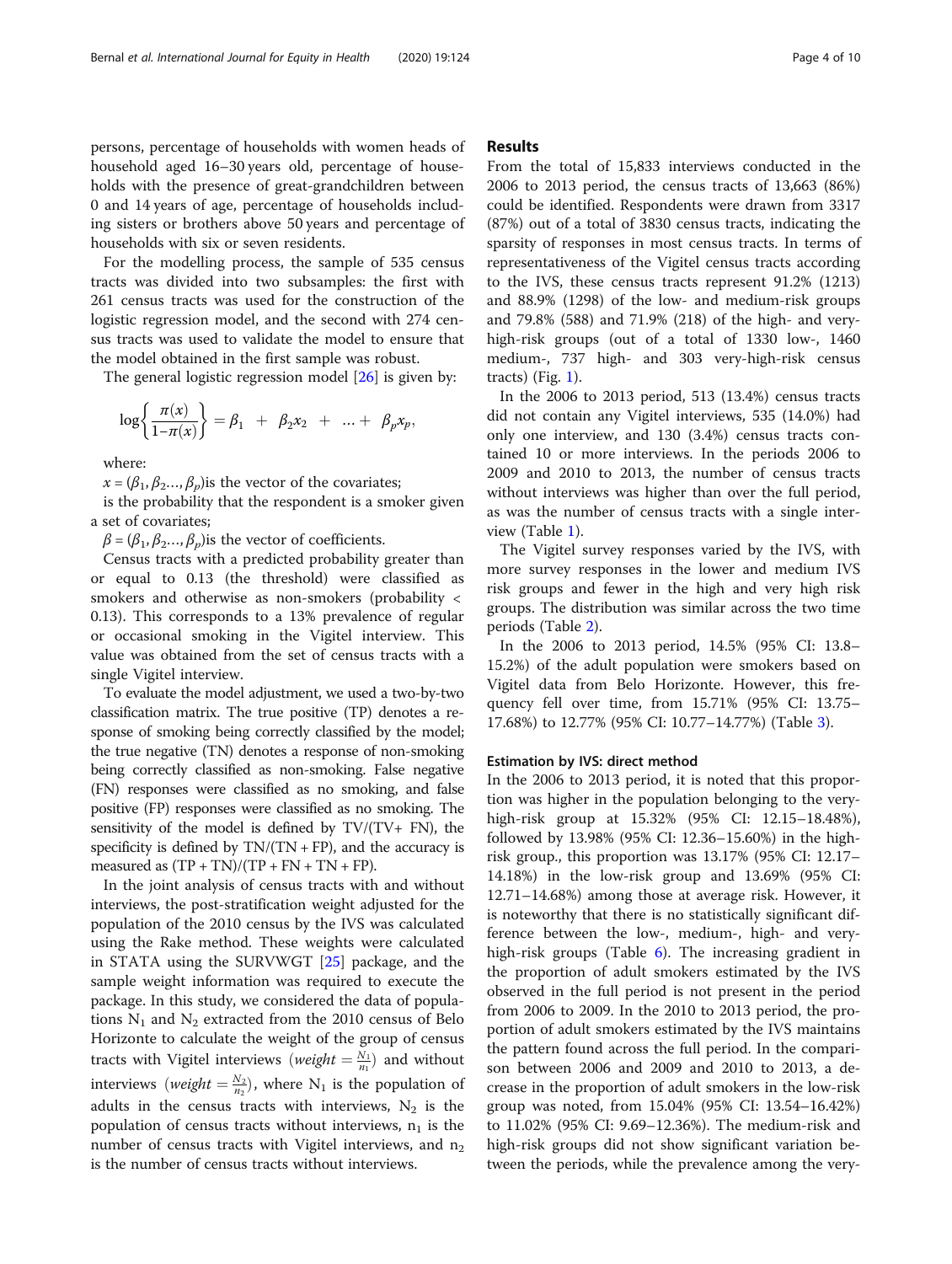persons, percentage of households with women heads of household aged 16–30 years old, percentage of households with the presence of great-grandchildren between 0 and 14 years of age, percentage of households including sisters or brothers above 50 years and percentage of households with six or seven residents.

For the modelling process, the sample of 535 census tracts was divided into two subsamples: the first with 261 census tracts was used for the construction of the logistic regression model, and the second with 274 census tracts was used to validate the model to ensure that the model obtained in the first sample was robust.

The general logistic regression model [26] is given by:

$$\log\left\{\frac{\pi(x)}{1-\pi(x)}\right\} = \beta_1 + \beta_2 x_2 + \ldots + \beta_p x_p,$$

where:

$x = (\beta_1, \beta_2 \ldots, \beta_p)$is the vector of the covariates;

is the probability that the respondent is a smoker given a set of covariates;

$\beta = (\beta_1, \beta_2 \ldots, \beta_p)$is the vector of coefficients.

Census tracts with a predicted probability greater than or equal to 0.13 (the threshold) were classified as smokers and otherwise as non-smokers (probability < 0.13). This corresponds to a 13% prevalence of regular or occasional smoking in the Vigitel interview. This value was obtained from the set of census tracts with a single Vigitel interview.

To evaluate the model adjustment, we used a two-by-two classification matrix. The true positive (TP) denotes a response of smoking being correctly classified by the model; the true negative (TN) denotes a response of non-smoking being correctly classified as non-smoking. False negative (FN) responses were classified as no smoking, and false positive (FP) responses were classified as no smoking. The sensitivity of the model is defined by TV/(TV+ FN), the specificity is defined by TN/(TN + FP), and the accuracy is measured as (TP + TN)/(TP + FN + TN + FP).

In the joint analysis of census tracts with and without interviews, the post-stratification weight adjusted for the population of the 2010 census by the IVS was calculated using the Rake method. These weights were calculated in STATA using the SURVWGT [25] package, and the sample weight information was required to execute the package. In this study, we considered the data of populations $N_1$ and $N_2$ extracted from the 2010 census of Belo Horizonte to calculate the weight of the group of census tracts with Vigitel interviews ($weight = \frac{N_1}{n_1}$) and without interviews ($weight = \frac{N_2}{n_2}$), where $N_1$ is the population of adults in the census tracts with interviews, $N_2$ is the population of census tracts without interviews, $n_1$ is the number of census tracts with Vigitel interviews, and $n_2$ is the number of census tracts without interviews.

## Results

From the total of 15,833 interviews conducted in the 2006 to 2013 period, the census tracts of 13,663 (86%) could be identified. Respondents were drawn from 3317 (87%) out of a total of 3830 census tracts, indicating the sparsity of responses in most census tracts. In terms of representativeness of the Vigitel census tracts according to the IVS, these census tracts represent 91.2% (1213) and 88.9% (1298) of the low- and medium-risk groups and 79.8% (588) and 71.9% (218) of the high- and very-high-risk groups (out of a total of 1330 low-, 1460 medium-, 737 high- and 303 very-high-risk census tracts) (Fig. 1).

In the 2006 to 2013 period, 513 (13.4%) census tracts did not contain any Vigitel interviews, 535 (14.0%) had only one interview, and 130 (3.4%) census tracts contained 10 or more interviews. In the periods 2006 to 2009 and 2010 to 2013, the number of census tracts without interviews was higher than over the full period, as was the number of census tracts with a single interview (Table 1).

The Vigitel survey responses varied by the IVS, with more survey responses in the lower and medium IVS risk groups and fewer in the high and very high risk groups. The distribution was similar across the two time periods (Table 2).

In the 2006 to 2013 period, 14.5% (95% CI: 13.8–15.2%) of the adult population were smokers based on Vigitel data from Belo Horizonte. However, this frequency fell over time, from 15.71% (95% CI: 13.75–17.68%) to 12.77% (95% CI: 10.77–14.77%) (Table 3).

### Estimation by IVS: direct method

In the 2006 to 2013 period, it is noted that this proportion was higher in the population belonging to the very-high-risk group at 15.32% (95% CI: 12.15–18.48%), followed by 13.98% (95% CI: 12.36–15.60%) in the high-risk group., this proportion was 13.17% (95% CI: 12.17–14.18%) in the low-risk group and 13.69% (95% CI: 12.71–14.68%) among those at average risk. However, it is noteworthy that there is no statistically significant difference between the low-, medium-, high- and very-high-risk groups (Table 6). The increasing gradient in the proportion of adult smokers estimated by the IVS observed in the full period is not present in the period from 2006 to 2009. In the 2010 to 2013 period, the proportion of adult smokers estimated by the IVS maintains the pattern found across the full period. In the comparison between 2006 and 2009 and 2010 to 2013, a decrease in the proportion of adult smokers in the low-risk group was noted, from 15.04% (95% CI: 13.54–16.42%) to 11.02% (95% CI: 9.69–12.36%). The medium-risk and high-risk groups did not show significant variation between the periods, while the prevalence among the very-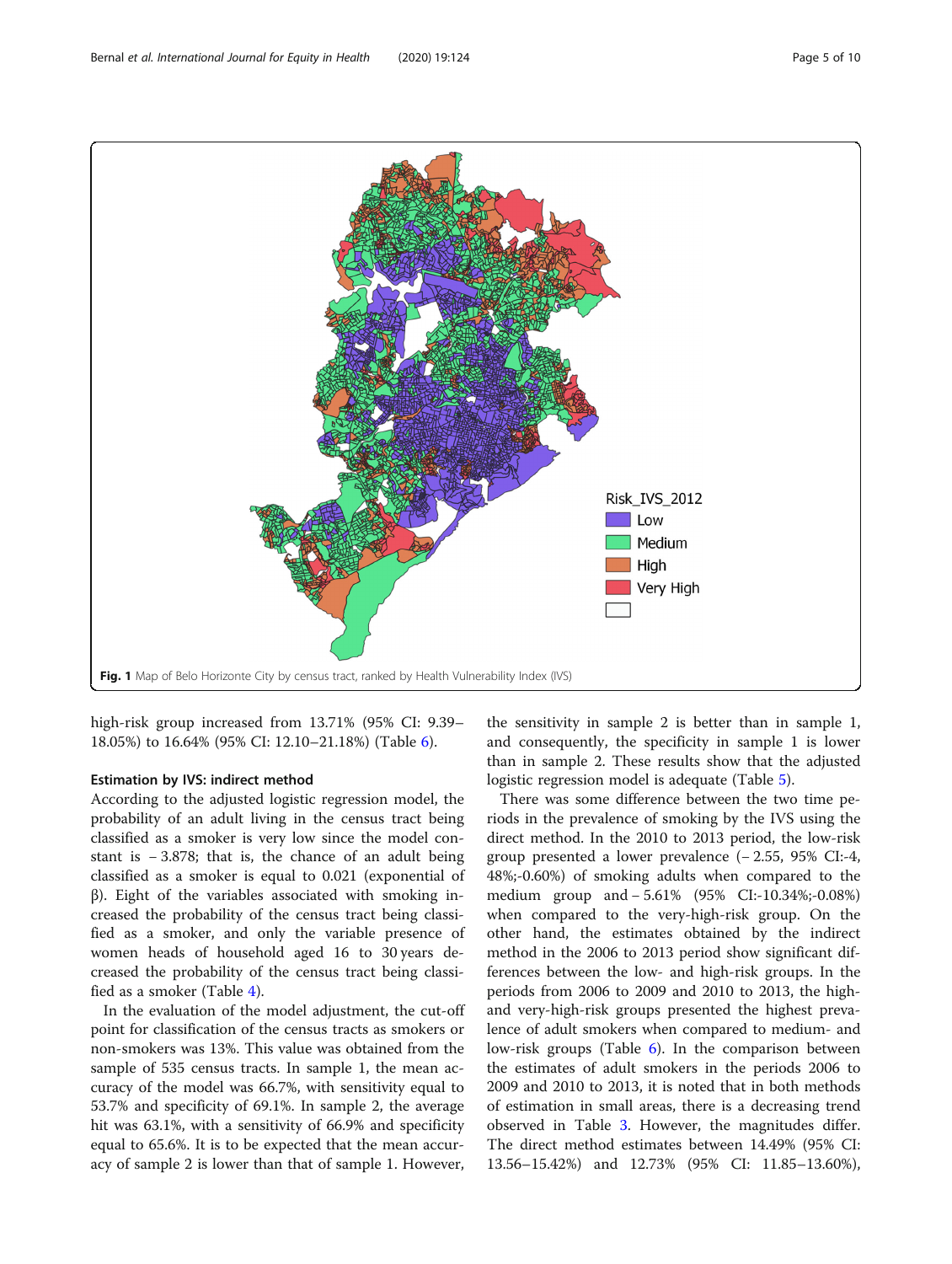Fig. 1 Map of Belo Horizonte City by census tract, ranked by Health Vulnerability Index (IVS)

high-risk group increased from 13.71% (95% CI: 9.39–18.05%) to 16.64% (95% CI: 12.10–21.18%) (Table 6).

#### Estimation by IVS: indirect method

According to the adjusted logistic regression model, the probability of an adult living in the census tract being classified as a smoker is very low since the model constant is − 3.878; that is, the chance of an adult being classified as a smoker is equal to 0.021 (exponential of β). Eight of the variables associated with smoking increased the probability of the census tract being classified as a smoker, and only the variable presence of women heads of household aged 16 to 30 years decreased the probability of the census tract being classified as a smoker (Table 4).

In the evaluation of the model adjustment, the cut-off point for classification of the census tracts as smokers or non-smokers was 13%. This value was obtained from the sample of 535 census tracts. In sample 1, the mean accuracy of the model was 66.7%, with sensitivity equal to 53.7% and specificity of 69.1%. In sample 2, the average hit was 63.1%, with a sensitivity of 66.9% and specificity equal to 65.6%. It is to be expected that the mean accuracy of sample 2 is lower than that of sample 1. However, the sensitivity in sample 2 is better than in sample 1, and consequently, the specificity in sample 1 is lower than in sample 2. These results show that the adjusted logistic regression model is adequate (Table 5).

There was some difference between the two time periods in the prevalence of smoking by the IVS using the direct method. In the 2010 to 2013 period, the low-risk group presented a lower prevalence (− 2.55, 95% CI:-4, 48%;-0.60%) of smoking adults when compared to the medium group and − 5.61% (95% CI:-10.34%;-0.08%) when compared to the very-high-risk group. On the other hand, the estimates obtained by the indirect method in the 2006 to 2013 period show significant differences between the low- and high-risk groups. In the periods from 2006 to 2009 and 2010 to 2013, the high- and very-high-risk groups presented the highest prevalence of adult smokers when compared to medium- and low-risk groups (Table 6). In the comparison between the estimates of adult smokers in the periods 2006 to 2009 and 2010 to 2013, it is noted that in both methods of estimation in small areas, there is a decreasing trend observed in Table 3. However, the magnitudes differ. The direct method estimates between 14.49% (95% CI: 13.56–15.42%) and 12.73% (95% CI: 11.85–13.60%),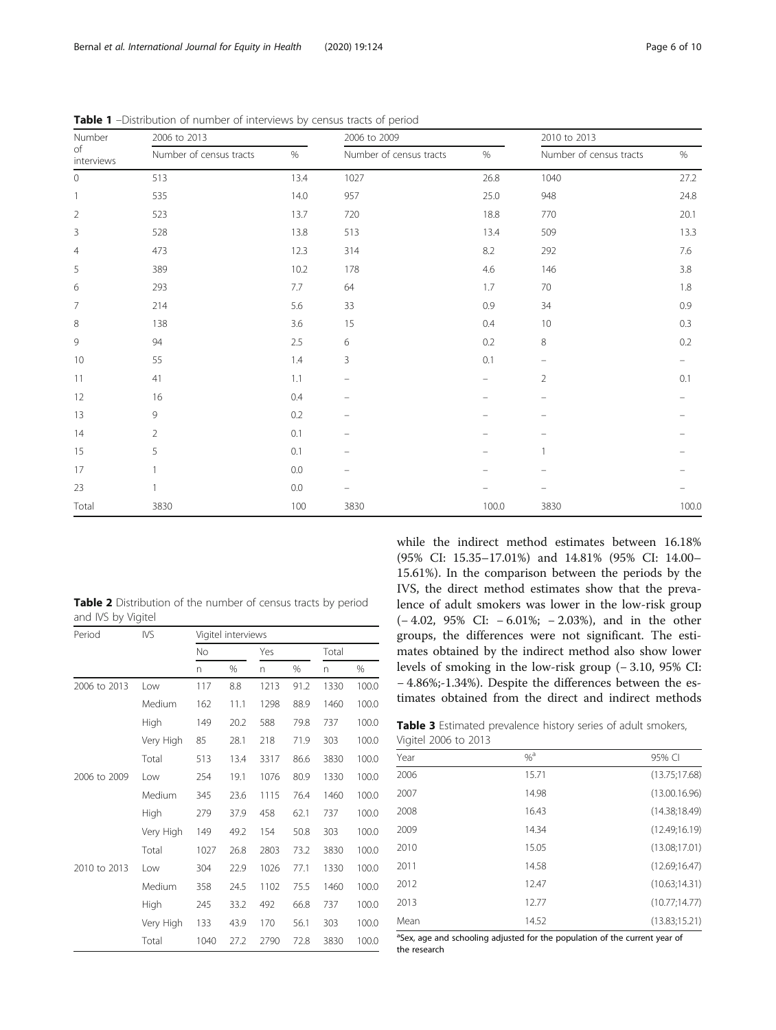**Table 1** –Distribution of number of interviews by census tracts of period

| Number of interviews | 2006 to 2013 | | 2006 to 2009 | | 2010 to 2013 | |
|---|---|---|---|---|---|---|
| | Number of census tracts | % | Number of census tracts | % | Number of census tracts | % |
| 0 | 513 | 13.4 | 1027 | 26.8 | 1040 | 27.2 |
| 1 | 535 | 14.0 | 957 | 25.0 | 948 | 24.8 |
| 2 | 523 | 13.7 | 720 | 18.8 | 770 | 20.1 |
| 3 | 528 | 13.8 | 513 | 13.4 | 509 | 13.3 |
| 4 | 473 | 12.3 | 314 | 8.2 | 292 | 7.6 |
| 5 | 389 | 10.2 | 178 | 4.6 | 146 | 3.8 |
| 6 | 293 | 7.7 | 64 | 1.7 | 70 | 1.8 |
| 7 | 214 | 5.6 | 33 | 0.9 | 34 | 0.9 |
| 8 | 138 | 3.6 | 15 | 0.4 | 10 | 0.3 |
| 9 | 94 | 2.5 | 6 | 0.2 | 8 | 0.2 |
| 10 | 55 | 1.4 | 3 | 0.1 | – | – |
| 11 | 41 | 1.1 | – | – | 2 | 0.1 |
| 12 | 16 | 0.4 | – | – | – | – |
| 13 | 9 | 0.2 | – | – | – | – |
| 14 | 2 | 0.1 | – | – | – | – |
| 15 | 5 | 0.1 | – | – | 1 | – |
| 17 | 1 | 0.0 | – | – | – | – |
| 23 | 1 | 0.0 | – | – | – | – |
| Total | 3830 | 100 | 3830 | 100.0 | 3830 | 100.0 |

**Table 2** Distribution of the number of census tracts by period and IVS by Vigitel

| Period | IVS | Vigitel interviews | | | | | |
|---|---|---|---|---|---|---|---|
| | | No | | Yes | | Total | |
| | | n | % | n | % | n | % |
| 2006 to 2013 | Low | 117 | 8.8 | 1213 | 91.2 | 1330 | 100.0 |
| | Medium | 162 | 11.1 | 1298 | 88.9 | 1460 | 100.0 |
| | High | 149 | 20.2 | 588 | 79.8 | 737 | 100.0 |
| | Very High | 85 | 28.1 | 218 | 71.9 | 303 | 100.0 |
| | Total | 513 | 13.4 | 3317 | 86.6 | 3830 | 100.0 |
| 2006 to 2009 | Low | 254 | 19.1 | 1076 | 80.9 | 1330 | 100.0 |
| | Medium | 345 | 23.6 | 1115 | 76.4 | 1460 | 100.0 |
| | High | 279 | 37.9 | 458 | 62.1 | 737 | 100.0 |
| | Very High | 149 | 49.2 | 154 | 50.8 | 303 | 100.0 |
| | Total | 1027 | 26.8 | 2803 | 73.2 | 3830 | 100.0 |
| 2010 to 2013 | Low | 304 | 22.9 | 1026 | 77.1 | 1330 | 100.0 |
| | Medium | 358 | 24.5 | 1102 | 75.5 | 1460 | 100.0 |
| | High | 245 | 33.2 | 492 | 66.8 | 737 | 100.0 |
| | Very High | 133 | 43.9 | 170 | 56.1 | 303 | 100.0 |
| | Total | 1040 | 27.2 | 2790 | 72.8 | 3830 | 100.0 |

while the indirect method estimates between 16.18% (95% CI: 15.35–17.01%) and 14.81% (95% CI: 14.00–15.61%). In the comparison between the periods by the IVS, the direct method estimates show that the prevalence of adult smokers was lower in the low-risk group (− 4.02, 95% CI: − 6.01%; − 2.03%), and in the other groups, the differences were not significant. The estimates obtained by the indirect method also show lower levels of smoking in the low-risk group (− 3.10, 95% CI: − 4.86%;-1.34%). Despite the differences between the estimates obtained from the direct and indirect methods

**Table 3** Estimated prevalence history series of adult smokers, Vigitel 2006 to 2013

| Year | %[a] | 95% CI |
|---|---|---|
| 2006 | 15.71 | (13.75;17.68) |
| 2007 | 14.98 | (13.00.16.96) |
| 2008 | 16.43 | (14.38;18.49) |
| 2009 | 14.34 | (12.49;16.19) |
| 2010 | 15.05 | (13.08;17.01) |
| 2011 | 14.58 | (12.69;16.47) |
| 2012 | 12.47 | (10.63;14.31) |
| 2013 | 12.77 | (10.77;14.77) |
| Mean | 14.52 | (13.83;15.21) |

[a]Sex, age and schooling adjusted for the population of the current year of the research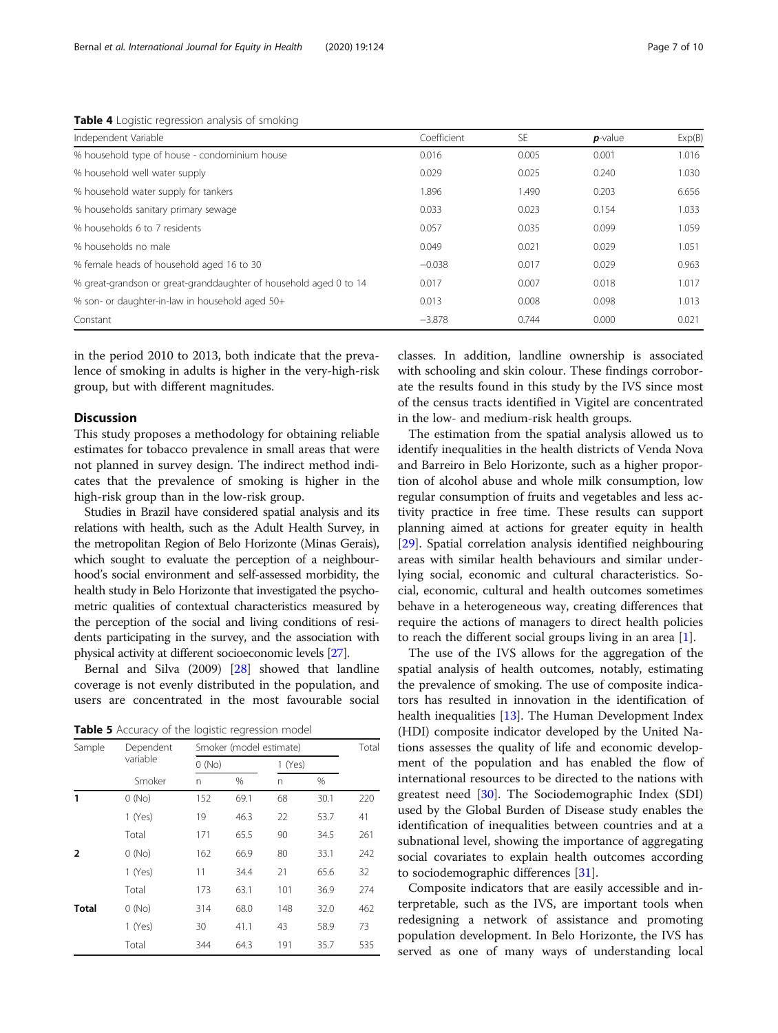**Table 4** Logistic regression analysis of smoking

| Independent Variable | Coefficient | SE | **p**-value | Exp(B) |
| --- | --- | --- | --- | --- |
| % household type of house - condominium house | 0.016 | 0.005 | 0.001 | 1.016 |
| % household well water supply | 0.029 | 0.025 | 0.240 | 1.030 |
| % household water supply for tankers | 1.896 | 1.490 | 0.203 | 6.656 |
| % households sanitary primary sewage | 0.033 | 0.023 | 0.154 | 1.033 |
| % households 6 to 7 residents | 0.057 | 0.035 | 0.099 | 1.059 |
| % households no male | 0.049 | 0.021 | 0.029 | 1.051 |
| % female heads of household aged 16 to 30 | −0.038 | 0.017 | 0.029 | 0.963 |
| % great-grandson or great-granddaughter of household aged 0 to 14 | 0.017 | 0.007 | 0.018 | 1.017 |
| % son- or daughter-in-law in household aged 50+ | 0.013 | 0.008 | 0.098 | 1.013 |
| Constant | −3.878 | 0.744 | 0.000 | 0.021 |

in the period 2010 to 2013, both indicate that the prevalence of smoking in adults is higher in the very-high-risk group, but with different magnitudes.

## Discussion

This study proposes a methodology for obtaining reliable estimates for tobacco prevalence in small areas that were not planned in survey design. The indirect method indicates that the prevalence of smoking is higher in the high-risk group than in the low-risk group.

Studies in Brazil have considered spatial analysis and its relations with health, such as the Adult Health Survey, in the metropolitan Region of Belo Horizonte (Minas Gerais), which sought to evaluate the perception of a neighbourhood's social environment and self-assessed morbidity, the health study in Belo Horizonte that investigated the psychometric qualities of contextual characteristics measured by the perception of the social and living conditions of residents participating in the survey, and the association with physical activity at different socioeconomic levels [27].

Bernal and Silva (2009) [28] showed that landline coverage is not evenly distributed in the population, and users are concentrated in the most favourable social classes. In addition, landline ownership is associated with schooling and skin colour. These findings corroborate the results found in this study by the IVS since most of the census tracts identified in Vigitel are concentrated in the low- and medium-risk health groups.

**Table 5** Accuracy of the logistic regression model

| Sample | Dependent variable | Smoker (model estimate) | | | | Total |
| --- | --- | --- | --- | --- | --- | --- |
| | | 0 (No) | | 1 (Yes) | | |
| | Smoker | n | % | n | % | |
| **1** | 0 (No) | 152 | 69.1 | 68 | 30.1 | 220 |
| | 1 (Yes) | 19 | 46.3 | 22 | 53.7 | 41 |
| | Total | 171 | 65.5 | 90 | 34.5 | 261 |
| **2** | 0 (No) | 162 | 66.9 | 80 | 33.1 | 242 |
| | 1 (Yes) | 11 | 34.4 | 21 | 65.6 | 32 |
| | Total | 173 | 63.1 | 101 | 36.9 | 274 |
| **Total** | 0 (No) | 314 | 68.0 | 148 | 32.0 | 462 |
| | 1 (Yes) | 30 | 41.1 | 43 | 58.9 | 73 |
| | Total | 344 | 64.3 | 191 | 35.7 | 535 |

The estimation from the spatial analysis allowed us to identify inequalities in the health districts of Venda Nova and Barreiro in Belo Horizonte, such as a higher proportion of alcohol abuse and whole milk consumption, low regular consumption of fruits and vegetables and less activity practice in free time. These results can support planning aimed at actions for greater equity in health [29]. Spatial correlation analysis identified neighbouring areas with similar health behaviours and similar underlying social, economic and cultural characteristics. Social, economic, cultural and health outcomes sometimes behave in a heterogeneous way, creating differences that require the actions of managers to direct health policies to reach the different social groups living in an area [1].

The use of the IVS allows for the aggregation of the spatial analysis of health outcomes, notably, estimating the prevalence of smoking. The use of composite indicators has resulted in innovation in the identification of health inequalities [13]. The Human Development Index (HDI) composite indicator developed by the United Nations assesses the quality of life and economic development of the population and has enabled the flow of international resources to be directed to the nations with greatest need [30]. The Sociodemographic Index (SDI) used by the Global Burden of Disease study enables the identification of inequalities between countries and at a subnational level, showing the importance of aggregating social covariates to explain health outcomes according to sociodemographic differences [31].

Composite indicators that are easily accessible and interpretable, such as the IVS, are important tools when redesigning a network of assistance and promoting population development. In Belo Horizonte, the IVS has served as one of many ways of understanding local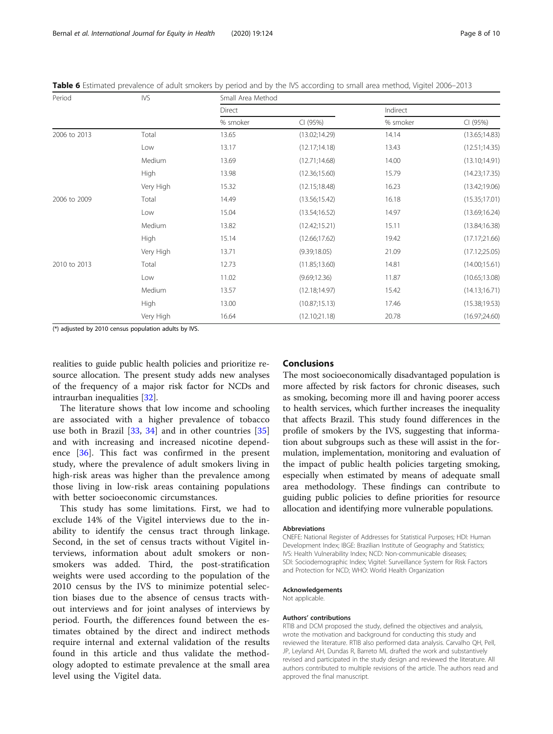**Table 6** Estimated prevalence of adult smokers by period and by the IVS according to small area method, Vigitel 2006–2013

| Period | IVS | Small Area Method | | | |
|---|---|---|---|---|---|
| | | Direct | | Indirect | |
| | | % smoker | CI (95%) | % smoker | CI (95%) |
| 2006 to 2013 | Total | 13.65 | (13.02;14.29) | 14.14 | (13.65;14.83) |
| | Low | 13.17 | (12.17;14.18) | 13.43 | (12.51;14.35) |
| | Medium | 13.69 | (12.71;14.68) | 14.00 | (13.10;14.91) |
| | High | 13.98 | (12.36;15.60) | 15.79 | (14.23;17.35) |
| | Very High | 15.32 | (12.15;18.48) | 16.23 | (13.42;19.06) |
| 2006 to 2009 | Total | 14.49 | (13.56;15.42) | 16.18 | (15.35;17.01) |
| | Low | 15.04 | (13.54;16.52) | 14.97 | (13.69;16.24) |
| | Medium | 13.82 | (12.42;15.21) | 15.11 | (13.84;16.38) |
| | High | 15.14 | (12.66;17.62) | 19.42 | (17.17;21.66) |
| | Very High | 13.71 | (9.39;18.05) | 21.09 | (17.12;25.05) |
| 2010 to 2013 | Total | 12.73 | (11.85;13.60) | 14.81 | (14.00;15.61) |
| | Low | 11.02 | (9.69;12.36) | 11.87 | (10.65;13.08) |
| | Medium | 13.57 | (12.18;14.97) | 15.42 | (14.13;16.71) |
| | High | 13.00 | (10.87;15.13) | 17.46 | (15.38;19.53) |
| | Very High | 16.64 | (12.10;21.18) | 20.78 | (16.97;24.60) |

(*) adjusted by 2010 census population adults by IVS.

realities to guide public health policies and prioritize resource allocation. The present study adds new analyses of the frequency of a major risk factor for NCDs and intraurban inequalities [32].

The literature shows that low income and schooling are associated with a higher prevalence of tobacco use both in Brazil [33, 34] and in other countries [35] and with increasing and increased nicotine dependence [36]. This fact was confirmed in the present study, where the prevalence of adult smokers living in high-risk areas was higher than the prevalence among those living in low-risk areas containing populations with better socioeconomic circumstances.

This study has some limitations. First, we had to exclude 14% of the Vigitel interviews due to the inability to identify the census tract through linkage. Second, in the set of census tracts without Vigitel interviews, information about adult smokers or nonsmokers was added. Third, the post-stratification weights were used according to the population of the 2010 census by the IVS to minimize potential selection biases due to the absence of census tracts without interviews and for joint analyses of interviews by period. Fourth, the differences found between the estimates obtained by the direct and indirect methods require internal and external validation of the results found in this article and thus validate the methodology adopted to estimate prevalence at the small area level using the Vigitel data.

## Conclusions

The most socioeconomically disadvantaged population is more affected by risk factors for chronic diseases, such as smoking, becoming more ill and having poorer access to health services, which further increases the inequality that affects Brazil. This study found differences in the profile of smokers by the IVS, suggesting that information about subgroups such as these will assist in the formulation, implementation, monitoring and evaluation of the impact of public health policies targeting smoking, especially when estimated by means of adequate small area methodology. These findings can contribute to guiding public policies to define priorities for resource allocation and identifying more vulnerable populations.

#### Abbreviations

CNEFE: National Register of Addresses for Statistical Purposes; HDI: Human Development Index; IBGE: Brazilian Institute of Geography and Statistics; IVS: Health Vulnerability Index; NCD: Non-communicable diseases; SDI: Sociodemographic Index; Vigitel: Surveillance System for Risk Factors and Protection for NCD; WHO: World Health Organization

#### Acknowledgements

Not applicable.

#### Authors' contributions

RTIB and DCM proposed the study, defined the objectives and analysis, wrote the motivation and background for conducting this study and reviewed the literature. RTIB also performed data analysis. Carvalho QH, Pell, JP, Leyland AH, Dundas R, Barreto ML drafted the work and substantively revised and participated in the study design and reviewed the literature. All authors contributed to multiple revisions of the article. The authors read and approved the final manuscript.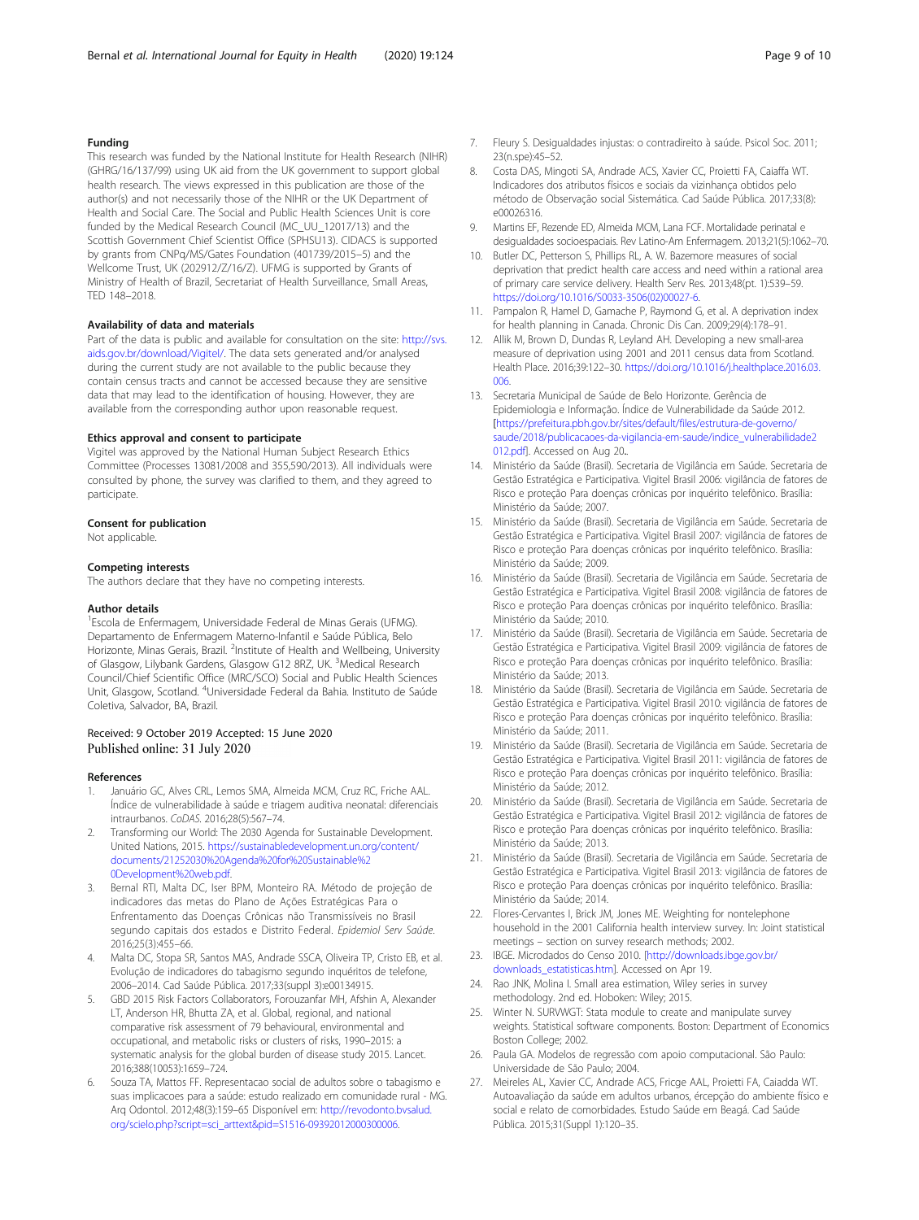### Funding

This research was funded by the National Institute for Health Research (NIHR) (GHRG/16/137/99) using UK aid from the UK government to support global health research. The views expressed in this publication are those of the author(s) and not necessarily those of the NIHR or the UK Department of Health and Social Care. The Social and Public Health Sciences Unit is core funded by the Medical Research Council (MC_UU_12017/13) and the Scottish Government Chief Scientist Office (SPHSU13). CIDACS is supported by grants from CNPq/MS/Gates Foundation (401739/2015–5) and the Wellcome Trust, UK (202912/Z/16/Z). UFMG is supported by Grants of Ministry of Health of Brazil, Secretariat of Health Surveillance, Small Areas, TED 148–2018.

### Availability of data and materials

Part of the data is public and available for consultation on the site: http://svs.aids.gov.br/download/Vigitel/. The data sets generated and/or analysed during the current study are not available to the public because they contain census tracts and cannot be accessed because they are sensitive data that may lead to the identification of housing. However, they are available from the corresponding author upon reasonable request.

### Ethics approval and consent to participate

Vigitel was approved by the National Human Subject Research Ethics Committee (Processes 13081/2008 and 355,590/2013). All individuals were consulted by phone, the survey was clarified to them, and they agreed to participate.

### Consent for publication

Not applicable.

### Competing interests

The authors declare that they have no competing interests.

### Author details

[1]Escola de Enfermagem, Universidade Federal de Minas Gerais (UFMG). Departamento de Enfermagem Materno-Infantil e Saúde Pública, Belo Horizonte, Minas Gerais, Brazil. [2]Institute of Health and Wellbeing, University of Glasgow, Lilybank Gardens, Glasgow G12 8RZ, UK. [3]Medical Research Council/Chief Scientific Office (MRC/SCO) Social and Public Health Sciences Unit, Glasgow, Scotland. [4]Universidade Federal da Bahia. Instituto de Saúde Coletiva, Salvador, BA, Brazil.

Received: 9 October 2019 Accepted: 15 June 2020
Published online: 31 July 2020

### References

1. Januário GC, Alves CRL, Lemos SMA, Almeida MCM, Cruz RC, Friche AAL. Índice de vulnerabilidade à saúde e triagem auditiva neonatal: diferenciais intraurbanos. *CoDAS*. 2016;28(5):567–74.
2. Transforming our World: The 2030 Agenda for Sustainable Development. United Nations, 2015. https://sustainabledevelopment.un.org/content/documents/21252030%20Agenda%20for%20Sustainable%20Development%20web.pdf.
3. Bernal RTI, Malta DC, Iser BPM, Monteiro RA. Método de projeção de indicadores das metas do Plano de Ações Estratégicas Para o Enfrentamento das Doenças Crônicas não Transmissíveis no Brasil segundo capitais dos estados e Distrito Federal. *Epidemiol Serv Saúde*. 2016;25(3):455–66.
4. Malta DC, Stopa SR, Santos MAS, Andrade SSCA, Oliveira TP, Cristo EB, et al. Evolução de indicadores do tabagismo segundo inquéritos de telefone, 2006–2014. Cad Saúde Pública. 2017;33(suppl 3):e00134915.
5. GBD 2015 Risk Factors Collaborators, Forouzanfar MH, Afshin A, Alexander LT, Anderson HR, Bhutta ZA, et al. Global, regional, and national comparative risk assessment of 79 behavioural, environmental and occupational, and metabolic risks or clusters of risks, 1990–2015: a systematic analysis for the global burden of disease study 2015. Lancet. 2016;388(10053):1659–724.
6. Souza TA, Mattos FF. Representacao social de adultos sobre o tabagismo e suas implicacoes para a saúde: estudo realizado em comunidade rural - MG. Arq Odontol. 2012;48(3):159–65 Disponível em: http://revodonto.bvsalud.org/scielo.php?script=sci_arttext&pid=S1516-09392012000300006.
7. Fleury S. Desigualdades injustas: o contradireito à saúde. Psicol Soc. 2011;23(n.spe):45–52.
8. Costa DAS, Mingoti SA, Andrade ACS, Xavier CC, Proietti FA, Caiaffa WT. Indicadores dos atributos físicos e sociais da vizinhança obtidos pelo método de Observação social Sistemática. Cad Saúde Pública. 2017;33(8):e00026316.
9. Martins EF, Rezende ED, Almeida MCM, Lana FCF. Mortalidade perinatal e desigualdades socioespaciais. Rev Latino-Am Enfermagem. 2013;21(5):1062–70.
10. Butler DC, Petterson S, Phillips RL, A. W. Bazemore measures of social deprivation that predict health care access and need within a rational area of primary care service delivery. Health Serv Res. 2013;48(pt. 1):539–59. https://doi.org/10.1016/S0033-3506(02)00027-6.
11. Pampalon R, Hamel D, Gamache P, Raymond G, et al. A deprivation index for health planning in Canada. Chronic Dis Can. 2009;29(4):178–91.
12. Allik M, Brown D, Dundas R, Leyland AH. Developing a new small-area measure of deprivation using 2001 and 2011 census data from Scotland. Health Place. 2016;39:122–30. https://doi.org/10.1016/j.healthplace.2016.03.006.
13. Secretaria Municipal de Saúde de Belo Horizonte. Gerência de Epidemiologia e Informação. Índice de Vulnerabilidade da Saúde 2012. [https://prefeitura.pbh.gov.br/sites/default/files/estrutura-de-governo/saude/2018/publicacaoes-da-vigilancia-em-saude/indice_vulnerabilidade2012.pdf]. Accessed on Aug 20..
14. Ministério da Saúde (Brasil). Secretaria de Vigilância em Saúde. Secretaria de Gestão Estratégica e Participativa. Vigitel Brasil 2006: vigilância de fatores de Risco e proteção Para doenças crônicas por inquérito telefônico. Brasília: Ministério da Saúde; 2007.
15. Ministério da Saúde (Brasil). Secretaria de Vigilância em Saúde. Secretaria de Gestão Estratégica e Participativa. Vigitel Brasil 2007: vigilância de fatores de Risco e proteção Para doenças crônicas por inquérito telefônico. Brasília: Ministério da Saúde; 2009.
16. Ministério da Saúde (Brasil). Secretaria de Vigilância em Saúde. Secretaria de Gestão Estratégica e Participativa. Vigitel Brasil 2008: vigilância de fatores de Risco e proteção Para doenças crônicas por inquérito telefônico. Brasília: Ministério da Saúde; 2010.
17. Ministério da Saúde (Brasil). Secretaria de Vigilância em Saúde. Secretaria de Gestão Estratégica e Participativa. Vigitel Brasil 2009: vigilância de fatores de Risco e proteção Para doenças crônicas por inquérito telefônico. Brasília: Ministério da Saúde; 2013.
18. Ministério da Saúde (Brasil). Secretaria de Vigilância em Saúde. Secretaria de Gestão Estratégica e Participativa. Vigitel Brasil 2010: vigilância de fatores de Risco e proteção Para doenças crônicas por inquérito telefônico. Brasília: Ministério da Saúde; 2011.
19. Ministério da Saúde (Brasil). Secretaria de Vigilância em Saúde. Secretaria de Gestão Estratégica e Participativa. Vigitel Brasil 2011: vigilância de fatores de Risco e proteção Para doenças crônicas por inquérito telefônico. Brasília: Ministério da Saúde; 2012.
20. Ministério da Saúde (Brasil). Secretaria de Vigilância em Saúde. Secretaria de Gestão Estratégica e Participativa. Vigitel Brasil 2012: vigilância de fatores de Risco e proteção Para doenças crônicas por inquérito telefônico. Brasília: Ministério da Saúde; 2013.
21. Ministério da Saúde (Brasil). Secretaria de Vigilância em Saúde. Secretaria de Gestão Estratégica e Participativa. Vigitel Brasil 2013: vigilância de fatores de Risco e proteção Para doenças crônicas por inquérito telefônico. Brasília: Ministério da Saúde; 2014.
22. Flores-Cervantes I, Brick JM, Jones ME. Weighting for nontelephone household in the 2001 California health interview survey. In: Joint statistical meetings – section on survey research methods; 2002.
23. IBGE. Microdados do Censo 2010. [http://downloads.ibge.gov.br/downloads_estatisticas.htm]. Accessed on Apr 19.
24. Rao JNK, Molina I. Small area estimation, Wiley series in survey methodology. 2nd ed. Hoboken: Wiley; 2015.
25. Winter N. SURVWGT: Stata module to create and manipulate survey weights. Statistical software components. Boston: Department of Economics Boston College; 2002.
26. Paula GA. Modelos de regressão com apoio computacional. São Paulo: Universidade de São Paulo; 2004.
27. Meireles AL, Xavier CC, Andrade ACS, Fricge AAL, Proietti FA, Caiadda WT. Autoavaliação da saúde em adultos urbanos, ércepção do ambiente físico e social e relato de comorbidades. Estudo Saúde em Beagá. Cad Saúde Pública. 2015;31(Suppl 1):120–35.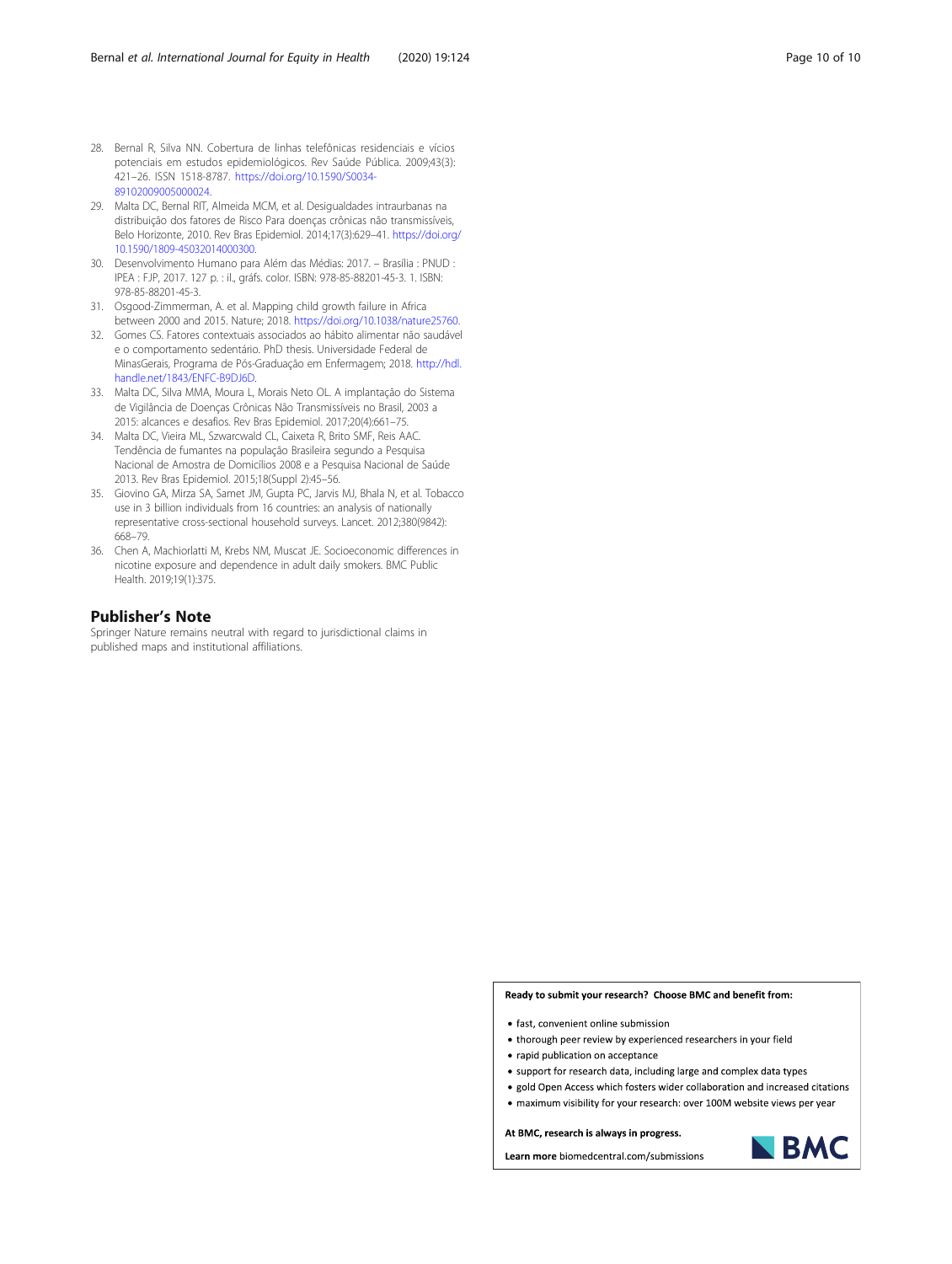28. Bernal R, Silva NN. Cobertura de linhas telefônicas residenciais e vícios potenciais em estudos epidemiológicos. Rev Saúde Pública. 2009;43(3): 421–26. ISSN 1518-8787. https://doi.org/10.1590/S0034-89102009005000024.
29. Malta DC, Bernal RIT, Almeida MCM, et al. Desigualdades intraurbanas na distribuição dos fatores de Risco Para doenças crônicas não transmissíveis, Belo Horizonte, 2010. Rev Bras Epidemiol. 2014;17(3):629–41. https://doi.org/10.1590/1809-4503201400030.
30. Desenvolvimento Humano para Além das Médias: 2017. – Brasília : PNUD : IPEA : FJP, 2017. 127 p. : il., gráfs. color. ISBN: 978-85-88201-45-3. 1. ISBN: 978-85-88201-45-3.
31. Osgood-Zimmerman, A. et al. Mapping child growth failure in Africa between 2000 and 2015. Nature; 2018. https://doi.org/10.1038/nature25760.
32. Gomes CS. Fatores contextuais associados ao hábito alimentar não saudável e o comportamento sedentário. PhD thesis. Universidade Federal de MinasGerais, Programa de Pós-Graduação em Enfermagem; 2018. http://hdl.handle.net/1843/ENFC-B9DJ6D.
33. Malta DC, Silva MMA, Moura L, Morais Neto OL. A implantação do Sistema de Vigilância de Doenças Crônicas Não Transmissíveis no Brasil, 2003 a 2015: alcances e desafios. Rev Bras Epidemiol. 2017;20(4):661–75.
34. Malta DC, Vieira ML, Szwarcwald CL, Caixeta R, Brito SMF, Reis AAC. Tendência de fumantes na população Brasileira segundo a Pesquisa Nacional de Amostra de Domicílios 2008 e a Pesquisa Nacional de Saúde 2013. Rev Bras Epidemiol. 2015;18(Suppl 2):45–56.
35. Giovino GA, Mirza SA, Samet JM, Gupta PC, Jarvis MJ, Bhala N, et al. Tobacco use in 3 billion individuals from 16 countries: an analysis of nationally representative cross-sectional household surveys. Lancet. 2012;380(9842): 668–79.
36. Chen A, Machiorlatti M, Krebs NM, Muscat JE. Socioeconomic differences in nicotine exposure and dependence in adult daily smokers. BMC Public Health. 2019;19(1):375.

## Publisher's Note

Springer Nature remains neutral with regard to jurisdictional claims in published maps and institutional affiliations.

**Ready to submit your research? Choose BMC and benefit from:**

- fast, convenient online submission
- thorough peer review by experienced researchers in your field
- rapid publication on acceptance
- support for research data, including large and complex data types
- gold Open Access which fosters wider collaboration and increased citations
- maximum visibility for your research: over 100M website views per year

**At BMC, research is always in progress.**

**Learn more** biomedcentral.com/submissions